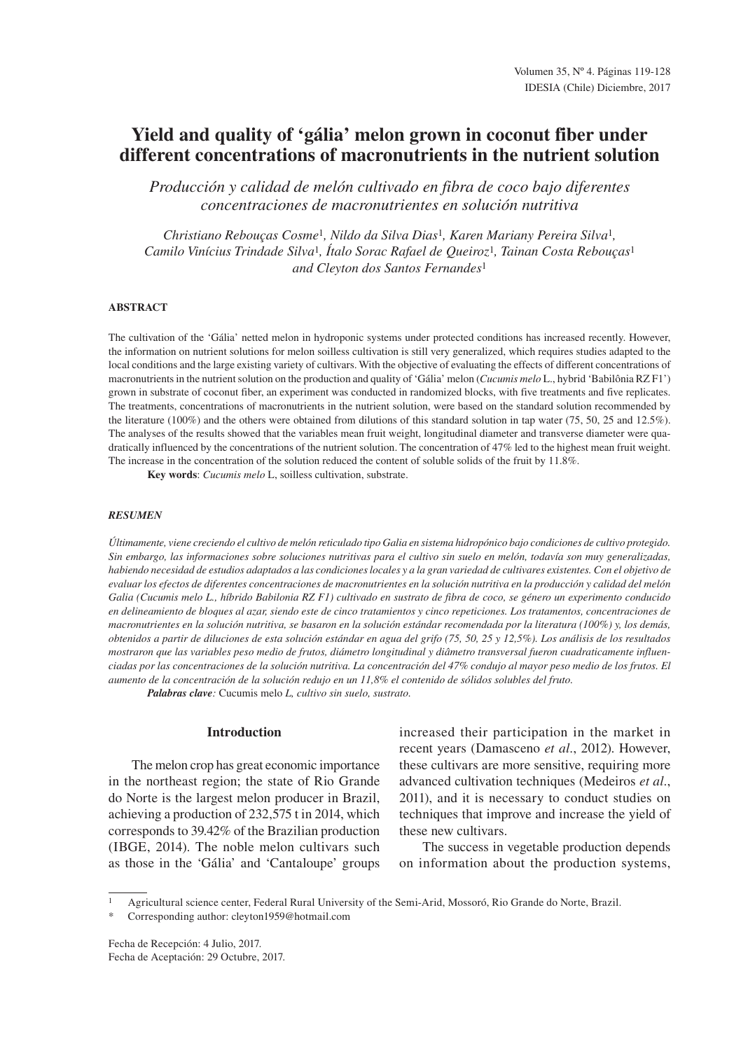# Yield and quality of 'gália' melon grown in coconut fiber under different concentrations of macronutrients in the nutrient solution

*Producción y calidad de melón cultivado en fibra de coco bajo diferentes concentraciones de macronutrientes en solución nutritiva*

*Christiano Rebouças Cosme*[1], *Nildo da Silva Dias*[1], *Karen Mariany Pereira Silva*[1], *Camilo Vinícius Trindade Silva*[1], *Ítalo Sorac Rafael de Queiroz*[1], *Tainan Costa Rebouças*[1] *and Cleyton dos Santos Fernandes*[1]

## ABSTRACT

The cultivation of the 'Gália' netted melon in hydroponic systems under protected conditions has increased recently. However, the information on nutrient solutions for melon soilless cultivation is still very generalized, which requires studies adapted to the local conditions and the large existing variety of cultivars. With the objective of evaluating the effects of different concentrations of macronutrients in the nutrient solution on the production and quality of 'Gália' melon (*Cucumis melo* L., hybrid 'Babilônia RZ F1') grown in substrate of coconut fiber, an experiment was conducted in randomized blocks, with five treatments and five replicates. The treatments, concentrations of macronutrients in the nutrient solution, were based on the standard solution recommended by the literature (100%) and the others were obtained from dilutions of this standard solution in tap water (75, 50, 25 and 12.5%). The analyses of the results showed that the variables mean fruit weight, longitudinal diameter and transverse diameter were quadratically influenced by the concentrations of the nutrient solution. The concentration of 47% led to the highest mean fruit weight. The increase in the concentration of the solution reduced the content of soluble solids of the fruit by 11.8%.

**Key words**: *Cucumis melo* L, soilless cultivation, substrate.

## *RESUMEN*

*Últimamente, viene creciendo el cultivo de melón reticulado tipo Galia en sistema hidropónico bajo condiciones de cultivo protegido. Sin embargo, las informaciones sobre soluciones nutritivas para el cultivo sin suelo en melón, todavía son muy generalizadas, habiendo necesidad de estudios adaptados a las condiciones locales y a la gran variedad de cultivares existentes. Con el objetivo de evaluar los efectos de diferentes concentraciones de macronutrientes en la solución nutritiva en la producción y calidad del melón Galia (Cucumis melo L., híbrido Babilonia RZ F1) cultivado en sustrato de fibra de coco, se género un experimento conducido en delineamiento de bloques al azar, siendo este de cinco tratamientos y cinco repeticiones. Los tratamientos, concentraciones de macronutrientes en la solución nutritiva, se basaron en la solución estándar recomendada por la literatura (100%) y, los demás, obtenidos a partir de diluciones de esta solución estándar en agua del grifo (75, 50, 25 y 12,5%). Los análisis de los resultados mostraron que las variables peso medio de frutos, diámetro longitudinal y diâmetro transversal fueron cuadraticamente influenciadas por las concentraciones de la solución nutritiva. La concentración del 47% condujo al mayor peso medio de los frutos. El aumento de la concentración de la solución redujo en un 11,8% el contenido de sólidos solubles del fruto.*

***Palabras clave**: Cucumis melo L, cultivo sin suelo, sustrato.*

## Introduction

The melon crop has great economic importance in the northeast region; the state of Rio Grande do Norte is the largest melon producer in Brazil, achieving a production of 232,575 t in 2014, which corresponds to 39.42% of the Brazilian production (IBGE, 2014). The noble melon cultivars such as those in the 'Gália' and 'Cantaloupe' groups increased their participation in the market in recent years (Damasceno *et al*., 2012). However, these cultivars are more sensitive, requiring more advanced cultivation techniques (Medeiros *et al*., 2011), and it is necessary to conduct studies on techniques that improve and increase the yield of these new cultivars.

The success in vegetable production depends on information about the production systems,

[1] Agricultural science center, Federal Rural University of the Semi-Arid, Mossoró, Rio Grande do Norte, Brazil.
\* Corresponding author: cleyton1959@hotmail.com

Fecha de Recepción: 4 Julio, 2017.
Fecha de Aceptación: 29 Octubre, 2017.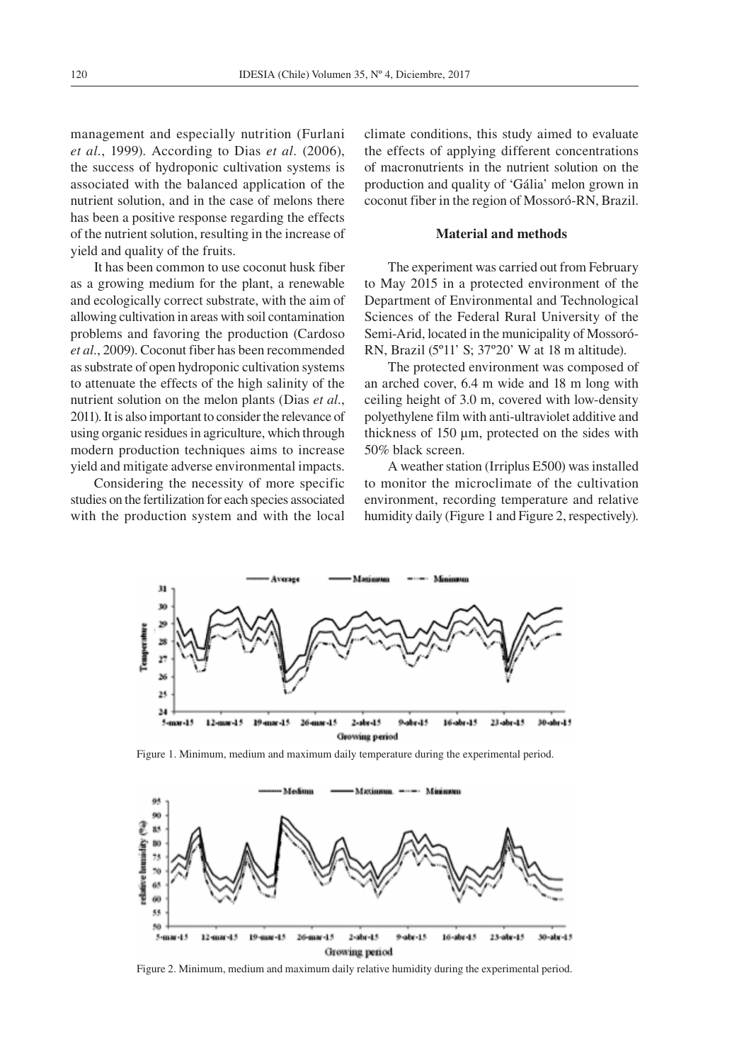management and especially nutrition (Furlani *et al*., 1999). According to Dias *et al*. (2006), the success of hydroponic cultivation systems is associated with the balanced application of the nutrient solution, and in the case of melons there has been a positive response regarding the effects of the nutrient solution, resulting in the increase of yield and quality of the fruits.

It has been common to use coconut husk fiber as a growing medium for the plant, a renewable and ecologically correct substrate, with the aim of allowing cultivation in areas with soil contamination problems and favoring the production (Cardoso *et al*., 2009). Coconut fiber has been recommended as substrate of open hydroponic cultivation systems to attenuate the effects of the high salinity of the nutrient solution on the melon plants (Dias *et al*., 2011). It is also important to consider the relevance of using organic residues in agriculture, which through modern production techniques aims to increase yield and mitigate adverse environmental impacts.

Considering the necessity of more specific studies on the fertilization for each species associated with the production system and with the local climate conditions, this study aimed to evaluate the effects of applying different concentrations of macronutrients in the nutrient solution on the production and quality of 'Gália' melon grown in coconut fiber in the region of Mossoró-RN, Brazil.

## Material and methods

The experiment was carried out from February to May 2015 in a protected environment of the Department of Environmental and Technological Sciences of the Federal Rural University of the Semi-Arid, located in the municipality of Mossoró-RN, Brazil (5º11' S; 37º20' W at 18 m altitude).

The protected environment was composed of an arched cover, 6.4 m wide and 18 m long with ceiling height of 3.0 m, covered with low-density polyethylene film with anti-ultraviolet additive and thickness of 150 μm, protected on the sides with 50% black screen.

A weather station (Irriplus E500) was installed to monitor the microclimate of the cultivation environment, recording temperature and relative humidity daily (Figure 1 and Figure 2, respectively).

Figure 1. Minimum, medium and maximum daily temperature during the experimental period.

Figure 2. Minimum, medium and maximum daily relative humidity during the experimental period.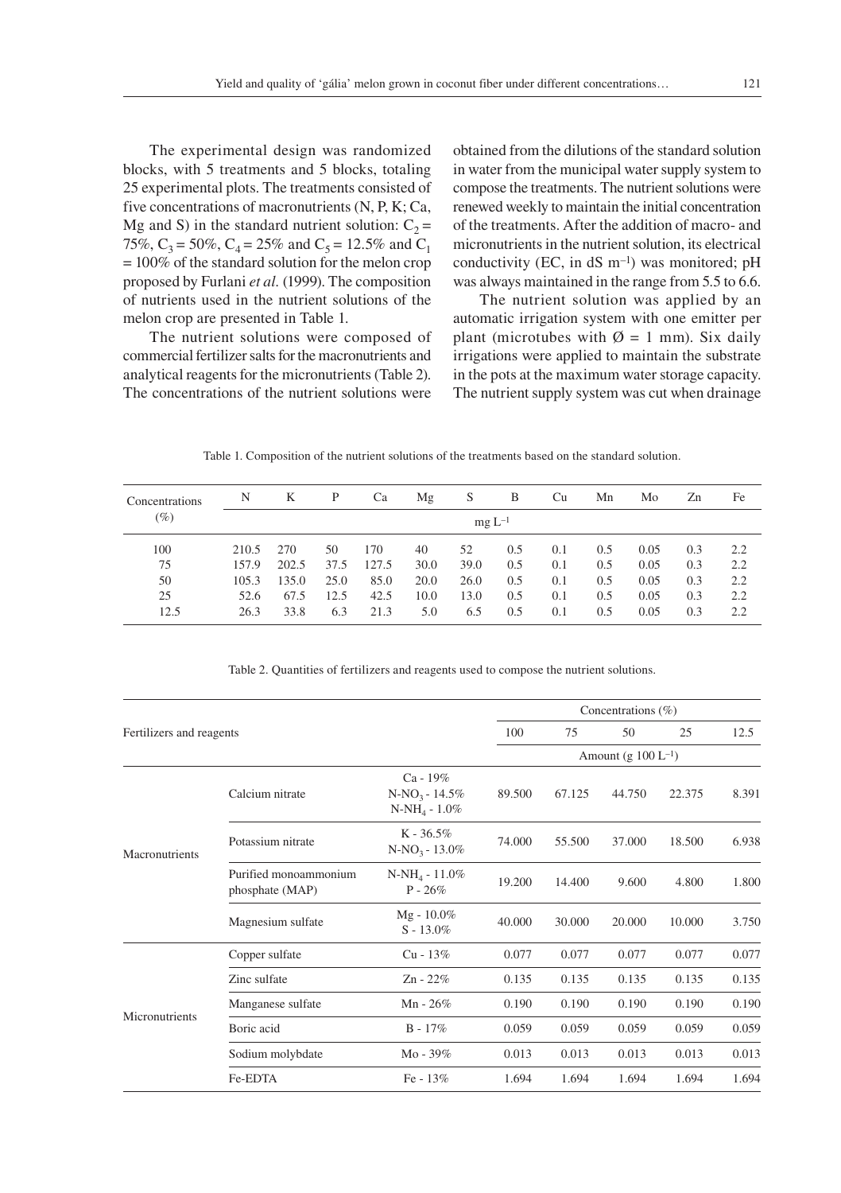The experimental design was randomized blocks, with 5 treatments and 5 blocks, totaling 25 experimental plots. The treatments consisted of five concentrations of macronutrients (N, P, K; Ca, Mg and S) in the standard nutrient solution: $C_2$ = 75%, $C_3$ = 50%, $C_4$ = 25% and $C_5$ = 12.5% and $C_1$ = 100% of the standard solution for the melon crop proposed by Furlani *et al.* (1999). The composition of nutrients used in the nutrient solutions of the melon crop are presented in Table 1.

The nutrient solutions were composed of commercial fertilizer salts for the macronutrients and analytical reagents for the micronutrients (Table 2). The concentrations of the nutrient solutions were obtained from the dilutions of the standard solution in water from the municipal water supply system to compose the treatments. The nutrient solutions were renewed weekly to maintain the initial concentration of the treatments. After the addition of macro- and micronutrients in the nutrient solution, its electrical conductivity (EC, in dS $m^{-1}$) was monitored; pH was always maintained in the range from 5.5 to 6.6.

The nutrient solution was applied by an automatic irrigation system with one emitter per plant (microtubes with Ø = 1 mm). Six daily irrigations were applied to maintain the substrate in the pots at the maximum water storage capacity. The nutrient supply system was cut when drainage

Table 1. Composition of the nutrient solutions of the treatments based on the standard solution.

| Concentrations (%) | N | K | P | Ca | Mg | S | B | Cu | Mn | Mo | Zn | Fe |
|---|---|---|---|---|---|---|---|---|---|---|---|---|
| | mg $L^{-1}$ | | | | | | | | | | | |
| 100 | 210.5 | 270 | 50 | 170 | 40 | 52 | 0.5 | 0.1 | 0.5 | 0.05 | 0.3 | 2.2 |
| 75 | 157.9 | 202.5 | 37.5 | 127.5 | 30.0 | 39.0 | 0.5 | 0.1 | 0.5 | 0.05 | 0.3 | 2.2 |
| 50 | 105.3 | 135.0 | 25.0 | 85.0 | 20.0 | 26.0 | 0.5 | 0.1 | 0.5 | 0.05 | 0.3 | 2.2 |
| 25 | 52.6 | 67.5 | 12.5 | 42.5 | 10.0 | 13.0 | 0.5 | 0.1 | 0.5 | 0.05 | 0.3 | 2.2 |
| 12.5 | 26.3 | 33.8 | 6.3 | 21.3 | 5.0 | 6.5 | 0.5 | 0.1 | 0.5 | 0.05 | 0.3 | 2.2 |

Table 2. Quantities of fertilizers and reagents used to compose the nutrient solutions.

| Fertilizers and reagents | | | Concentrations (%) | | | | |
|---|---|---|---|---|---|---|---|
| | | | 100 | 75 | 50 | 25 | 12.5 |
| | | | Amount (g 100 $L^{-1}$) | | | | |
| Macronutrients | Calcium nitrate | Ca - 19%<br>N-$NO_3$ - 14.5%<br>N-$NH_4$ - 1.0% | 89.500 | 67.125 | 44.750 | 22.375 | 8.391 |
| | Potassium nitrate | K - 36.5%<br>N-$NO_3$ - 13.0% | 74.000 | 55.500 | 37.000 | 18.500 | 6.938 |
| | Purified monoammonium phosphate (MAP) | N-$NH_4$ - 11.0%<br>P - 26% | 19.200 | 14.400 | 9.600 | 4.800 | 1.800 |
| | Magnesium sulfate | Mg - 10.0%<br>S - 13.0% | 40.000 | 30.000 | 20.000 | 10.000 | 3.750 |
| Micronutrients | Copper sulfate | Cu - 13% | 0.077 | 0.077 | 0.077 | 0.077 | 0.077 |
| | Zinc sulfate | Zn - 22% | 0.135 | 0.135 | 0.135 | 0.135 | 0.135 |
| | Manganese sulfate | Mn - 26% | 0.190 | 0.190 | 0.190 | 0.190 | 0.190 |
| | Boric acid | B - 17% | 0.059 | 0.059 | 0.059 | 0.059 | 0.059 |
| | Sodium molybdate | Mo - 39% | 0.013 | 0.013 | 0.013 | 0.013 | 0.013 |
| | Fe-EDTA | Fe - 13% | 1.694 | 1.694 | 1.694 | 1.694 | 1.694 |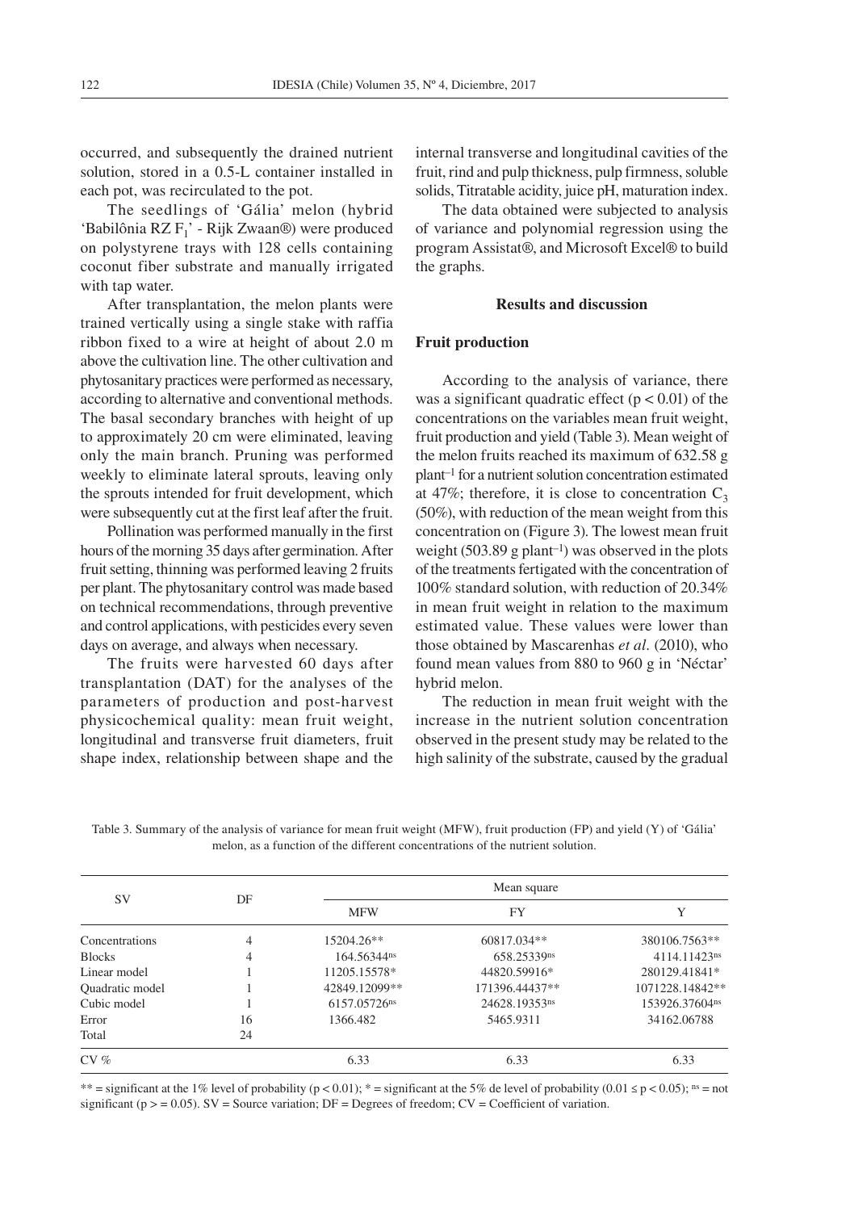occurred, and subsequently the drained nutrient solution, stored in a 0.5-L container installed in each pot, was recirculated to the pot.

The seedlings of 'Gália' melon (hybrid 'Babilônia RZ $F_1$' - Rijk Zwaan®) were produced on polystyrene trays with 128 cells containing coconut fiber substrate and manually irrigated with tap water.

After transplantation, the melon plants were trained vertically using a single stake with raffia ribbon fixed to a wire at height of about 2.0 m above the cultivation line. The other cultivation and phytosanitary practices were performed as necessary, according to alternative and conventional methods. The basal secondary branches with height of up to approximately 20 cm were eliminated, leaving only the main branch. Pruning was performed weekly to eliminate lateral sprouts, leaving only the sprouts intended for fruit development, which were subsequently cut at the first leaf after the fruit.

Pollination was performed manually in the first hours of the morning 35 days after germination. After fruit setting, thinning was performed leaving 2 fruits per plant. The phytosanitary control was made based on technical recommendations, through preventive and control applications, with pesticides every seven days on average, and always when necessary.

The fruits were harvested 60 days after transplantation (DAT) for the analyses of the parameters of production and post-harvest physicochemical quality: mean fruit weight, longitudinal and transverse fruit diameters, fruit shape index, relationship between shape and the internal transverse and longitudinal cavities of the fruit, rind and pulp thickness, pulp firmness, soluble solids, Titratable acidity, juice pH, maturation index.

The data obtained were subjected to analysis of variance and polynomial regression using the program Assistat®, and Microsoft Excel® to build the graphs.

## Results and discussion

### Fruit production

According to the analysis of variance, there was a significant quadratic effect ($p < 0.01$) of the concentrations on the variables mean fruit weight, fruit production and yield (Table 3). Mean weight of the melon fruits reached its maximum of 632.58 g plant$^{-1}$ for a nutrient solution concentration estimated at 47%; therefore, it is close to concentration $C_3$ (50%), with reduction of the mean weight from this concentration on (Figure 3). The lowest mean fruit weight (503.89 g plant$^{-1}$) was observed in the plots of the treatments fertigated with the concentration of 100% standard solution, with reduction of 20.34% in mean fruit weight in relation to the maximum estimated value. These values were lower than those obtained by Mascarenhas *et al.* (2010), who found mean values from 880 to 960 g in 'Néctar' hybrid melon.

The reduction in mean fruit weight with the increase in the nutrient solution concentration observed in the present study may be related to the high salinity of the substrate, caused by the gradual

Table 3. Summary of the analysis of variance for mean fruit weight (MFW), fruit production (FP) and yield (Y) of 'Gália' melon, as a function of the different concentrations of the nutrient solution.

| SV | DF | Mean square | | |
|---|---|---|---|---|
| | | MFW | FY | Y |
| Concentrations | 4 | 15204.26** | 60817.034** | 380106.7563** |
| Blocks | 4 | 164.56344$^{ns}$ | 658.25339$^{ns}$ | 4114.11423$^{ns}$ |
| Linear model | 1 | 11205.15578* | 44820.59916* | 280129.41841* |
| Quadratic model | 1 | 42849.12099** | 171396.44437** | 1071228.14842** |
| Cubic model | 1 | 6157.05726$^{ns}$ | 24628.19353$^{ns}$ | 153926.37604$^{ns}$ |
| Error | 16 | 1366.482 | 5465.9311 | 34162.06788 |
| Total | 24 | | | |
| CV % | | 6.33 | 6.33 | 6.33 |

** = significant at the 1% level of probability ($p < 0.01$); * = significant at the 5% de level of probability ($0.01 \leq p < 0.05$); $^{ns}$ = not significant ($p >= 0.05$). SV = Source variation; DF = Degrees of freedom; CV = Coefficient of variation.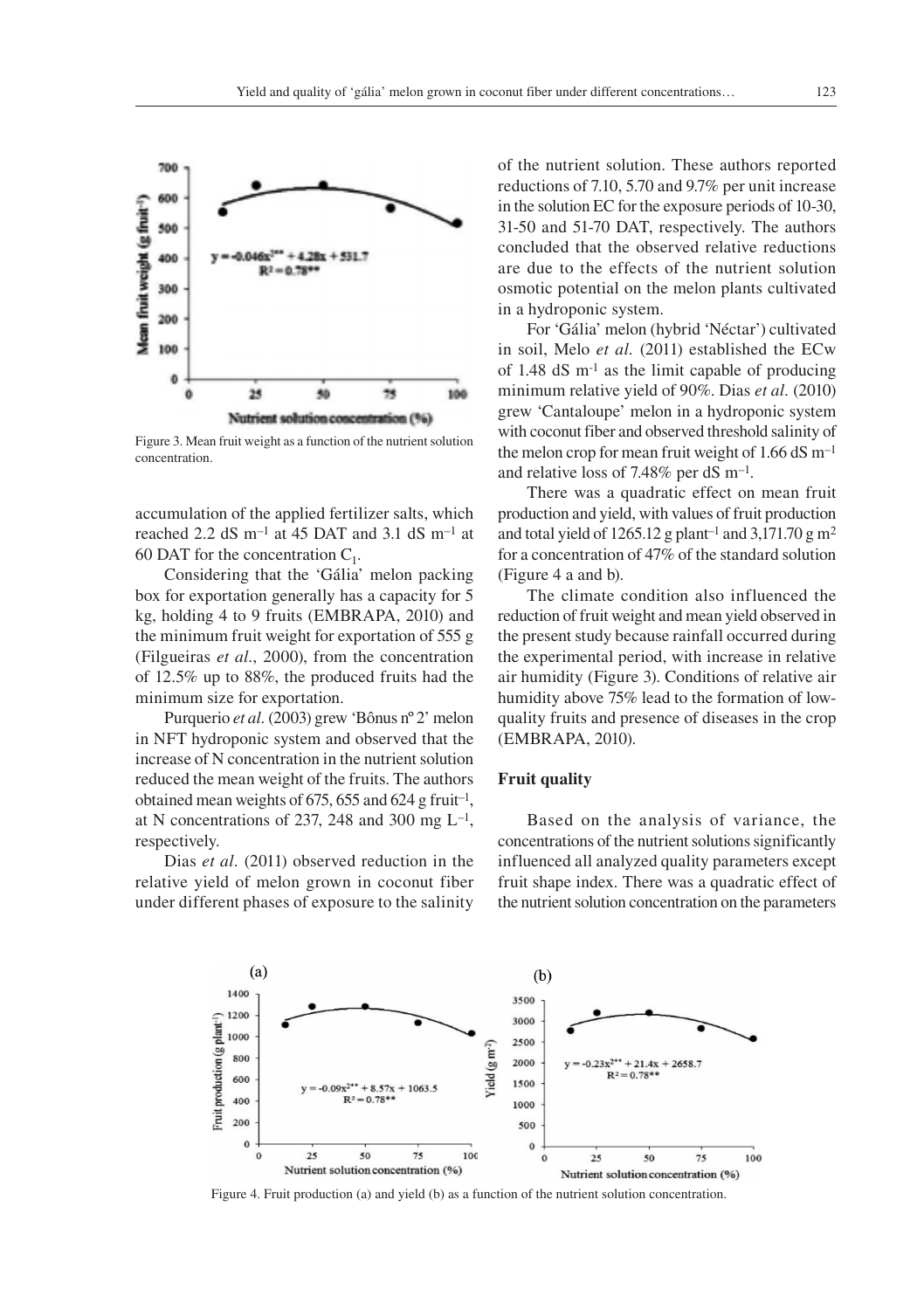Figure 3. Mean fruit weight as a function of the nutrient solution concentration.

accumulation of the applied fertilizer salts, which reached 2.2 dS m$^{-1}$ at 45 DAT and 3.1 dS m$^{-1}$ at 60 DAT for the concentration $C_1$.

Considering that the 'Gália' melon packing box for exportation generally has a capacity for 5 kg, holding 4 to 9 fruits (EMBRAPA, 2010) and the minimum fruit weight for exportation of 555 g (Filgueiras *et al*., 2000), from the concentration of 12.5% up to 88%, the produced fruits had the minimum size for exportation.

Purquerio *et al*. (2003) grew 'Bônus nº 2' melon in NFT hydroponic system and observed that the increase of N concentration in the nutrient solution reduced the mean weight of the fruits. The authors obtained mean weights of 675, 655 and 624 g fruit$^{-1}$, at N concentrations of 237, 248 and 300 mg L$^{-1}$, respectively.

Dias *et al*. (2011) observed reduction in the relative yield of melon grown in coconut fiber under different phases of exposure to the salinity of the nutrient solution. These authors reported reductions of 7.10, 5.70 and 9.7% per unit increase in the solution EC for the exposure periods of 10-30, 31-50 and 51-70 DAT, respectively. The authors concluded that the observed relative reductions are due to the effects of the nutrient solution osmotic potential on the melon plants cultivated in a hydroponic system.

For 'Gália' melon (hybrid 'Néctar') cultivated in soil, Melo *et al*. (2011) established the ECw of 1.48 dS m$^{-1}$ as the limit capable of producing minimum relative yield of 90%. Dias *et al*. (2010) grew 'Cantaloupe' melon in a hydroponic system with coconut fiber and observed threshold salinity of the melon crop for mean fruit weight of 1.66 dS m$^{-1}$ and relative loss of 7.48% per dS m$^{-1}$.

There was a quadratic effect on mean fruit production and yield, with values of fruit production and total yield of 1265.12 g plant$^{-1}$ and 3,171.70 g m$^{2}$ for a concentration of 47% of the standard solution (Figure 4 a and b).

The climate condition also influenced the reduction of fruit weight and mean yield observed in the present study because rainfall occurred during the experimental period, with increase in relative air humidity (Figure 3). Conditions of relative air humidity above 75% lead to the formation of low-quality fruits and presence of diseases in the crop (EMBRAPA, 2010).

### Fruit quality

Based on the analysis of variance, the concentrations of the nutrient solutions significantly influenced all analyzed quality parameters except fruit shape index. There was a quadratic effect of the nutrient solution concentration on the parameters

Figure 4. Fruit production (a) and yield (b) as a function of the nutrient solution concentration.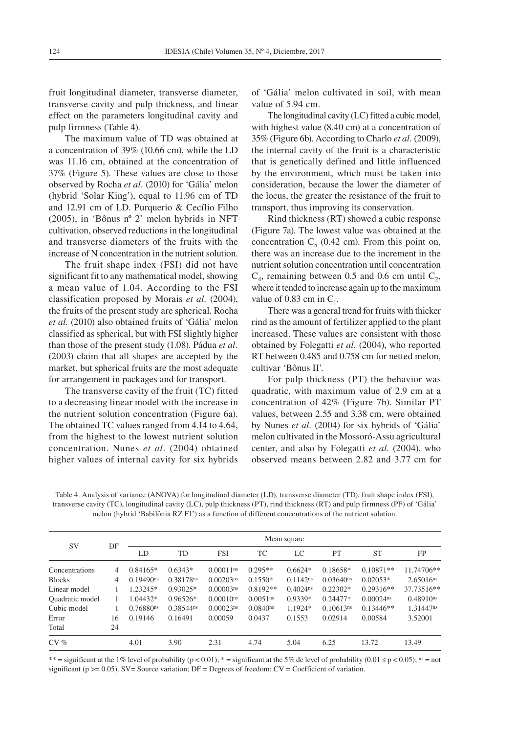fruit longitudinal diameter, transverse diameter, transverse cavity and pulp thickness, and linear effect on the parameters longitudinal cavity and pulp firmness (Table 4).

The maximum value of TD was obtained at a concentration of 39% (10.66 cm), while the LD was 11.16 cm, obtained at the concentration of 37% (Figure 5). These values are close to those observed by Rocha *et al*. (2010) for 'Gália' melon (hybrid 'Solar King'), equal to 11.96 cm of TD and 12.91 cm of LD. Purquerio & Cecílio Filho (2005), in 'Bônus nº 2' melon hybrids in NFT cultivation, observed reductions in the longitudinal and transverse diameters of the fruits with the increase of N concentration in the nutrient solution.

The fruit shape index (FSI) did not have significant fit to any mathematical model, showing a mean value of 1.04. According to the FSI classification proposed by Morais *et al*. (2004), the fruits of the present study are spherical. Rocha *et al*. (2010) also obtained fruits of 'Gália' melon classified as spherical, but with FSI slightly higher than those of the present study (1.08). Pádua *et al*. (2003) claim that all shapes are accepted by the market, but spherical fruits are the most adequate for arrangement in packages and for transport.

The transverse cavity of the fruit (TC) fitted to a decreasing linear model with the increase in the nutrient solution concentration (Figure 6a). The obtained TC values ranged from 4.14 to 4.64, from the highest to the lowest nutrient solution concentration. Nunes *et al*. (2004) obtained higher values of internal cavity for six hybrids of 'Gália' melon cultivated in soil, with mean value of 5.94 cm.

The longitudinal cavity (LC) fitted a cubic model, with highest value (8.40 cm) at a concentration of 35% (Figure 6b). According to Charlo *et al*. (2009), the internal cavity of the fruit is a characteristic that is genetically defined and little influenced by the environment, which must be taken into consideration, because the lower the diameter of the locus, the greater the resistance of the fruit to transport, thus improving its conservation.

Rind thickness (RT) showed a cubic response (Figure 7a). The lowest value was obtained at the concentration $C_5$ (0.42 cm). From this point on, there was an increase due to the increment in the nutrient solution concentration until concentration $C_4$, remaining between 0.5 and 0.6 cm until $C_2$, where it tended to increase again up to the maximum value of 0.83 cm in $C_1$.

There was a general trend for fruits with thicker rind as the amount of fertilizer applied to the plant increased. These values are consistent with those obtained by Folegatti *et al*. (2004), who reported RT between 0.485 and 0.758 cm for netted melon, cultivar 'Bônus II'.

For pulp thickness (PT) the behavior was quadratic, with maximum value of 2.9 cm at a concentration of 42% (Figure 7b). Similar PT values, between 2.55 and 3.38 cm, were obtained by Nunes *et al*. (2004) for six hybrids of 'Gália' melon cultivated in the Mossoró-Assu agricultural center, and also by Folegatti *et al*. (2004), who observed means between 2.82 and 3.77 cm for

Table 4. Analysis of variance (ANOVA) for longitudinal diameter (LD), transverse diameter (TD), fruit shape index (FSI), transverse cavity (TC), longitudinal cavity (LC), pulp thickness (PT), rind thickness (RT) and pulp firmness (PF) of 'Gália' melon (hybrid 'Babilônia RZ F1') as a function of different concentrations of the nutrient solution.

| SV | DF | Mean square | | | | | | | |
|---|---|---|---|---|---|---|---|---|---|
| | | LD | TD | FSI | TC | LC | PT | ST | FP |
| Concentrations | 4 | 0.84165* | 0.6343* | 0.00011ns | 0.295** | 0.6624* | 0.18658* | 0.10871** | 11.74706** |
| Blocks | 4 | 0.19490ns | 0.38178ns | 0.00203ns | 0.1550* | 0.1142ns | 0.03640ns | 0.02053* | 2.65016ns |
| Linear model | 1 | 1.23245* | 0.93025* | 0.00003ns | 0.8192** | 0.4024ns | 0.22302* | 0.29316** | 37.73516** |
| Quadratic model | 1 | 1.04432* | 0.96526* | 0.00010ns | 0.0051ns | 0.9339* | 0.24477* | 0.00024ns | 0.48910ns |
| Cubic model | 1 | 0.76880ns | 0.38544ns | 0.00023ns | 0.0840ns | 1.1924* | 0.10613ns | 0.13446** | 1.31447ns |
| Error | 16 | 0.19146 | 0.16491 | 0.00059 | 0.0437 | 0.1553 | 0.02914 | 0.00584 | 3.52001 |
| Total | 24 | | | | | | | | |
| CV % | | 4.01 | 3.90 | 2.31 | 4.74 | 5.04 | 6.25 | 13.72 | 13.49 |

** = significant at the 1% level of probability ($p < 0.01$); * = significant at the 5% de level of probability ($0.01 \leq p < 0.05$); ns = not significant ($p >= 0.05$). SV= Source variation; DF = Degrees of freedom; CV = Coefficient of variation.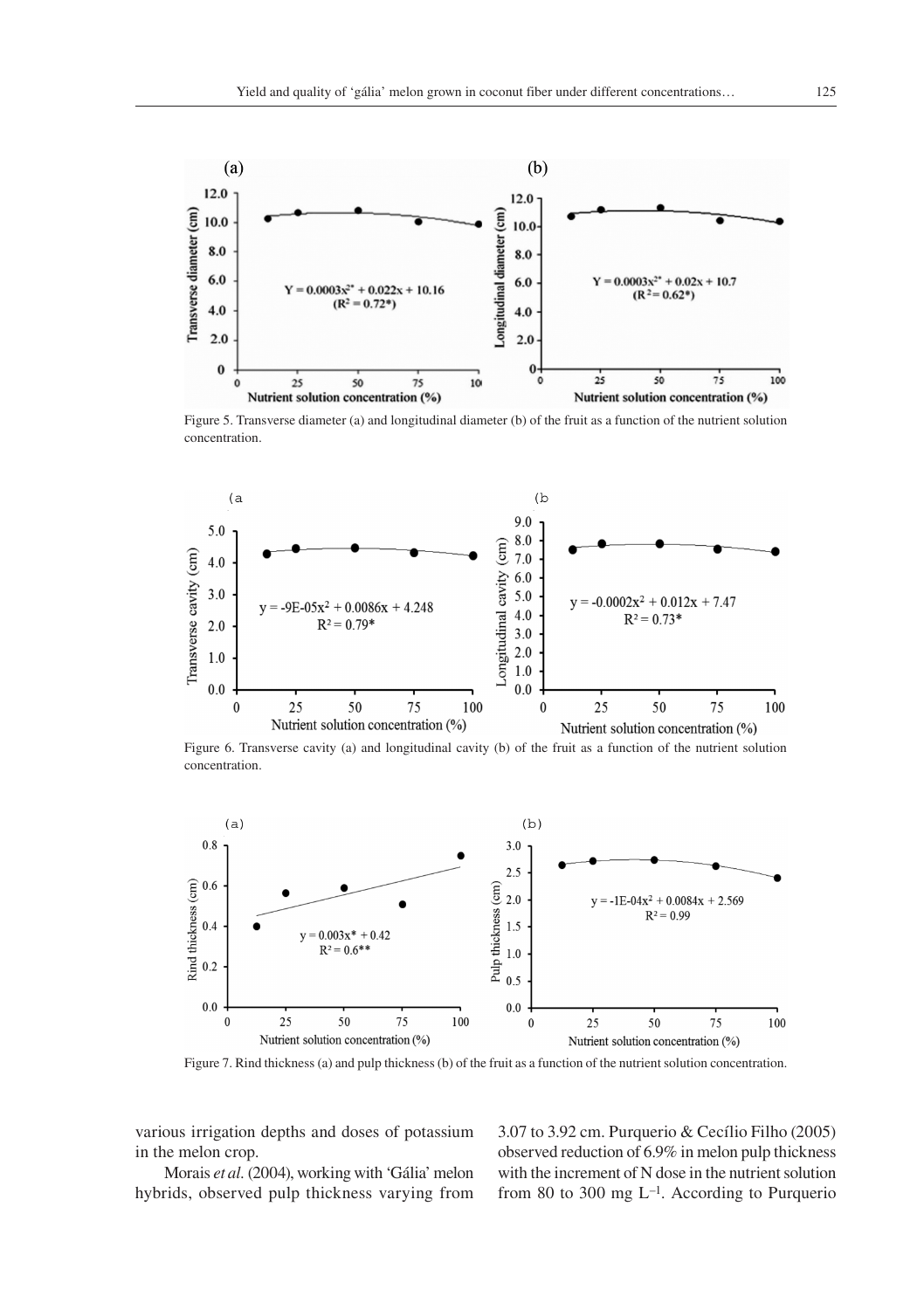Figure 5. Transverse diameter (a) and longitudinal diameter (b) of the fruit as a function of the nutrient solution concentration.

Figure 6. Transverse cavity (a) and longitudinal cavity (b) of the fruit as a function of the nutrient solution concentration.

Figure 7. Rind thickness (a) and pulp thickness (b) of the fruit as a function of the nutrient solution concentration.

various irrigation depths and doses of potassium in the melon crop.

Morais *et al.* (2004), working with 'Gália' melon hybrids, observed pulp thickness varying from 3.07 to 3.92 cm. Purquerio & Cecílio Filho (2005) observed reduction of 6.9% in melon pulp thickness with the increment of N dose in the nutrient solution from 80 to 300 mg $L^{-1}$. According to Purquerio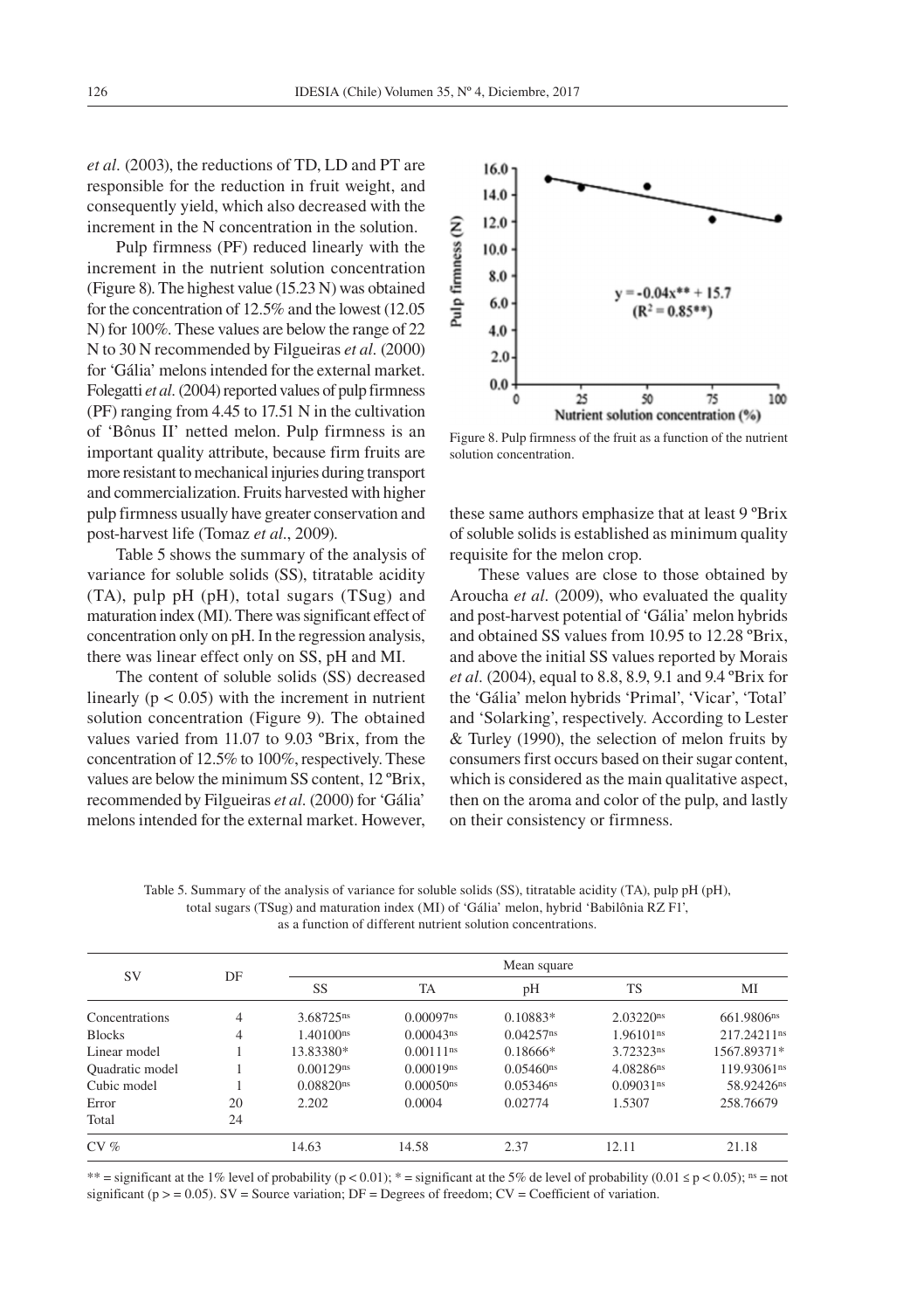*et al.* (2003), the reductions of TD, LD and PT are responsible for the reduction in fruit weight, and consequently yield, which also decreased with the increment in the N concentration in the solution.

Pulp firmness (PF) reduced linearly with the increment in the nutrient solution concentration (Figure 8). The highest value (15.23 N) was obtained for the concentration of 12.5% and the lowest (12.05 N) for 100%. These values are below the range of 22 N to 30 N recommended by Filgueiras *et al.* (2000) for 'Gália' melons intended for the external market. Folegatti *et al.* (2004) reported values of pulp firmness (PF) ranging from 4.45 to 17.51 N in the cultivation of 'Bônus II' netted melon. Pulp firmness is an important quality attribute, because firm fruits are more resistant to mechanical injuries during transport and commercialization. Fruits harvested with higher pulp firmness usually have greater conservation and post-harvest life (Tomaz *et al.*, 2009).

Figure 8. Pulp firmness of the fruit as a function of the nutrient solution concentration.

Table 5 shows the summary of the analysis of variance for soluble solids (SS), titratable acidity (TA), pulp pH (pH), total sugars (TSug) and maturation index (MI). There was significant effect of concentration only on pH. In the regression analysis, there was linear effect only on SS, pH and MI.

The content of soluble solids (SS) decreased linearly ($p < 0.05$) with the increment in nutrient solution concentration (Figure 9). The obtained values varied from 11.07 to 9.03 ºBrix, from the concentration of 12.5% to 100%, respectively. These values are below the minimum SS content, 12 ºBrix, recommended by Filgueiras *et al.* (2000) for 'Gália' melons intended for the external market. However, these same authors emphasize that at least 9 ºBrix of soluble solids is established as minimum quality requisite for the melon crop.

These values are close to those obtained by Aroucha *et al.* (2009), who evaluated the quality and post-harvest potential of 'Gália' melon hybrids and obtained SS values from 10.95 to 12.28 ºBrix, and above the initial SS values reported by Morais *et al.* (2004), equal to 8.8, 8.9, 9.1 and 9.4 ºBrix for the 'Gália' melon hybrids 'Primal', 'Vicar', 'Total' and 'Solarking', respectively. According to Lester & Turley (1990), the selection of melon fruits by consumers first occurs based on their sugar content, which is considered as the main qualitative aspect, then on the aroma and color of the pulp, and lastly on their consistency or firmness.

Table 5. Summary of the analysis of variance for soluble solids (SS), titratable acidity (TA), pulp pH (pH), total sugars (TSug) and maturation index (MI) of 'Gália' melon, hybrid 'Babilônia RZ F1', as a function of different nutrient solution concentrations.

| SV | DF | Mean square | | | | |
|---|---|---|---|---|---|---|
| | | SS | TA | pH | TS | MI |
| Concentrations | 4 | 3.68725$^{ns}$ | 0.00097$^{ns}$ | 0.10883* | 2.03220$^{ns}$ | 661.9806$^{ns}$ |
| Blocks | 4 | 1.40100$^{ns}$ | 0.00043$^{ns}$ | 0.04257$^{ns}$ | 1.96101$^{ns}$ | 217.24211$^{ns}$ |
| Linear model | 1 | 13.83380* | 0.00111$^{ns}$ | 0.18666* | 3.72323$^{ns}$ | 1567.89371* |
| Quadratic model | 1 | 0.00129$^{ns}$ | 0.00019$^{ns}$ | 0.05460$^{ns}$ | 4.08286$^{ns}$ | 119.93061$^{ns}$ |
| Cubic model | 1 | 0.08820$^{ns}$ | 0.00050$^{ns}$ | 0.05346$^{ns}$ | 0.09031$^{ns}$ | 58.92426$^{ns}$ |
| Error | 20 | 2.202 | 0.0004 | 0.02774 | 1.5307 | 258.76679 |
| Total | 24 | | | | | |
| CV % | | 14.63 | 14.58 | 2.37 | 12.11 | 21.18 |

** = significant at the 1% level of probability ($p < 0.01$); * = significant at the 5% de level of probability ($0.01 \leq p < 0.05$); $^{ns}$ = not significant ($p >= 0.05$). SV = Source variation; DF = Degrees of freedom; CV = Coefficient of variation.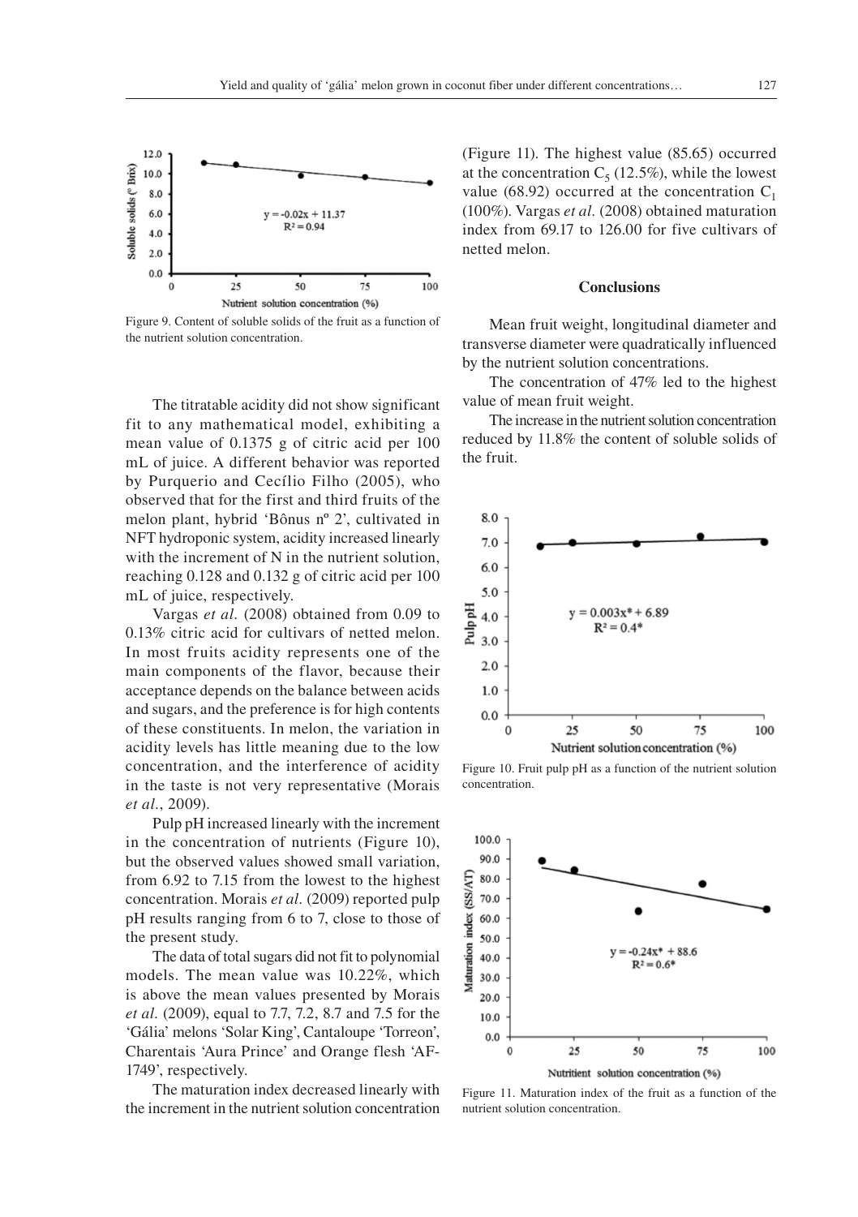Figure 9. Content of soluble solids of the fruit as a function of the nutrient solution concentration.

The titratable acidity did not show significant fit to any mathematical model, exhibiting a mean value of 0.1375 g of citric acid per 100 mL of juice. A different behavior was reported by Purquerio and Cecílio Filho (2005), who observed that for the first and third fruits of the melon plant, hybrid 'Bônus nº 2', cultivated in NFT hydroponic system, acidity increased linearly with the increment of N in the nutrient solution, reaching 0.128 and 0.132 g of citric acid per 100 mL of juice, respectively.

Vargas *et al.* (2008) obtained from 0.09 to 0.13% citric acid for cultivars of netted melon. In most fruits acidity represents one of the main components of the flavor, because their acceptance depends on the balance between acids and sugars, and the preference is for high contents of these constituents. In melon, the variation in acidity levels has little meaning due to the low concentration, and the interference of acidity in the taste is not very representative (Morais *et al.*, 2009).

Pulp pH increased linearly with the increment in the concentration of nutrients (Figure 10), but the observed values showed small variation, from 6.92 to 7.15 from the lowest to the highest concentration. Morais *et al.* (2009) reported pulp pH results ranging from 6 to 7, close to those of the present study.

The data of total sugars did not fit to polynomial models. The mean value was 10.22%, which is above the mean values presented by Morais *et al.* (2009), equal to 7.7, 7.2, 8.7 and 7.5 for the 'Gália' melons 'Solar King', Cantaloupe 'Torreon', Charentais 'Aura Prince' and Orange flesh 'AF-1749', respectively.

The maturation index decreased linearly with the increment in the nutrient solution concentration (Figure 11). The highest value (85.65) occurred at the concentration $C_5$ (12.5%), while the lowest value (68.92) occurred at the concentration $C_1$ (100%). Vargas *et al.* (2008) obtained maturation index from 69.17 to 126.00 for five cultivars of netted melon.

## Conclusions

Mean fruit weight, longitudinal diameter and transverse diameter were quadratically influenced by the nutrient solution concentrations.

The concentration of 47% led to the highest value of mean fruit weight.

The increase in the nutrient solution concentration reduced by 11.8% the content of soluble solids of the fruit.

Figure 10. Fruit pulp pH as a function of the nutrient solution concentration.

Figure 11. Maturation index of the fruit as a function of the nutrient solution concentration.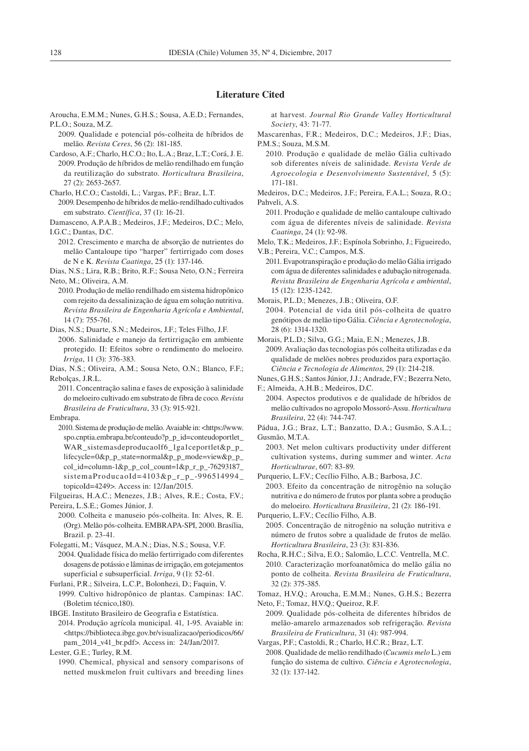## Literature Cited

Aroucha, E.M.M.; Nunes, G.H.S.; Sousa, A.E.D.; Fernandes, P.L.O.; Souza, M.Z.
2009. Qualidade e potencial pós-colheita de híbridos de melão. *Revista Ceres*, 56 (2): 181-185.

Cardoso, A.F.; Charlo, H.C.O.; Ito, L.A.; Braz, L.T.; Corá, J. E.
2009. Produção de híbridos de melão rendilhado em função da reutilização do substrato. *Horticultura Brasileira*, 27 (2): 2653-2657.

Charlo, H.C.O.; Castoldi, L.; Vargas, P.F.; Braz, L.T.
2009. Desempenho de híbridos de melão-rendilhado cultivados em substrato. *Científica*, 37 (1): 16-21.

Damasceno, A.P.A.B.; Medeiros, J.F.; Medeiros, D.C.; Melo, I.G.C.; Dantas, D.C.
2012. Crescimento e marcha de absorção de nutrientes do melão Cantaloupe tipo "harper" fertirrigado com doses de N e K. *Revista Caatinga*, 25 (1): 137-146.

Dias, N.S.; Lira, R.B.; Brito, R.F.; Sousa Neto, O.N.; Ferreira Neto, M.; Oliveira, A.M.
2010. Produção de melão rendilhado em sistema hidropônico com rejeito da dessalinização de água em solução nutritiva. *Revista Brasileira de Engenharia Agrícola e Ambiental*, 14 (7): 755-761.

Dias, N.S.; Duarte, S.N.; Medeiros, J.F.; Teles Filho, J.F.
2006. Salinidade e manejo da fertirrigação em ambiente protegido. II: Efeitos sobre o rendimento do meloeiro. *Irriga*, 11 (3): 376-383.

Dias, N.S.; Oliveira, A.M.; Sousa Neto, O.N.; Blanco, F.F.; Rebolças, J.R.L.
2011. Concentração salina e fases de exposição à salinidade do meloeiro cultivado em substrato de fibra de coco. *Revista Brasileira de Fruticultura*, 33 (3): 915-921.

Embrapa.
2010. Sistema de produção de melão. Avaiable in: <https://www.spo.cnptia.embrapa.br/conteudo?p_p_id=conteudoportlet_WAR_sistemasdeproducaolf6_1ga1ceportlet&p_p_lifecycle=0&p_p_state=normal&p_p_mode=view&p_p_col_id=column-1&p_p_col_count=1&p_r_p_-76293187_sistemaProducaoId=4103&p_r_p_-996514994_topicoId=4249>. Access in: 12/Jan/2015.

Filgueiras, H.A.C.; Menezes, J.B.; Alves, R.E.; Costa, F.V.; Pereira, L.S.E.; Gomes Júnior, J.
2000. Colheita e manuseio pós-colheita. In: Alves, R. E. (Org). Melão pós-colheita. EMBRAPA-SPI, 2000. Brasília, Brazil. p. 23-41.

Folegatti, M.; Vásquez, M.A.N.; Dias, N.S.; Sousa, V.F.
2004. Qualidade física do melão fertirrigado com diferentes dosagens de potássio e lâminas de irrigação, em gotejamentos superficial e subsuperficial. *Irriga*, 9 (1): 52-61.

Furlani, P.R.; Silveira, L.C.P., Bolonhezi, D.; Faquin, V.
1999. Cultivo hidropônico de plantas. Campinas: IAC. (Boletim técnico,180).

IBGE. Instituto Brasileiro de Geografia e Estatística.
2014. Produção agrícola municipal. 41, 1-95. Avaiable in: <https://biblioteca.ibge.gov.br/visualizacao/periodicos/66/pam_2014_v41_br.pdf>. Access in: 24/Jan/2017.

Lester, G.E.; Turley, R.M.
1990. Chemical, physical and sensory comparisons of netted muskmelon fruit cultivars and breeding lines at harvest. *Journal Rio Grande Valley Horticultural Society*, 43: 71-77.

Mascarenhas, F.R.; Medeiros, D.C.; Medeiros, J.F.; Dias, P.M.S.; Souza, M.S.M.
2010. Produção e qualidade de melão Gália cultivado sob diferentes níveis de salinidade. *Revista Verde de Agroecologia e Desenvolvimento Sustentável*, 5 (5): 171-181.

Medeiros, D.C.; Medeiros, J.F.; Pereira, F.A.L.; Souza, R.O.; Pahveli, A.S.
2011. Produção e qualidade de melão cantaloupe cultivado com água de diferentes níveis de salinidade. *Revista Caatinga*, 24 (1): 92-98.

Melo, T.K.; Medeiros, J.F.; Espínola Sobrinho, J.; Figueiredo, V.B.; Pereira, V.C.; Campos, M.S.
2011. Evapotranspiração e produção do melão Gália irrigado com água de diferentes salinidades e adubação nitrogenada. *Revista Brasileira de Engenharia Agrícola e ambiental*, 15 (12): 1235-1242.

Morais, P.L.D.; Menezes, J.B.; Oliveira, O.F.
2004. Potencial de vida útil pós-colheita de quatro genótipos de melão tipo Gália. *Ciência e Agrotecnologia*, 28 (6): 1314-1320.

Morais, P.L.D.; Silva, G.G.; Maia, E.N.; Menezes, J.B.
2009. Avaliação das tecnologias pós colheita utilizadas e da qualidade de melões nobres produzidos para exportação. *Ciência e Tecnologia de Alimentos*, 29 (1): 214-218.

Nunes, G.H.S.; Santos Júnior, J.J.; Andrade, F.V.; Bezerra Neto, F.; Almeida, A.H.B.; Medeiros, D.C.
2004. Aspectos produtivos e de qualidade de híbridos de melão cultivados no agropolo Mossoró-Assu. *Horticultura Brasileira*, 22 (4): 744-747.

Pádua, J.G.; Braz, L.T.; Banzatto, D.A.; Gusmão, S.A.L.; Gusmão, M.T.A.
2003. Net melon cultivars productivity under different cultivation systems, during summer and winter. *Acta Horticulturae*, 607: 83-89.

Purquerio, L.F.V.; Cecílio Filho, A.B.; Barbosa, J.C.
2003. Efeito da concentração de nitrogênio na solução nutritiva e do número de frutos por planta sobre a produção do meloeiro. *Horticultura Brasileira*, 21 (2): 186-191.

Purquerio, L.F.V.; Cecílio Filho, A.B.
2005. Concentração de nitrogênio na solução nutritiva e número de frutos sobre a qualidade de frutos de melão. *Horticultura Brasileira*, 23 (3): 831-836.

Rocha, R.H.C.; Silva, E.O.; Salomão, L.C.C. Ventrella, M.C.
2010. Caracterização morfoanatômica do melão gália no ponto de colheita. *Revista Brasileira de Fruticultura*, 32 (2): 375-385.

Tomaz, H.V.Q.; Aroucha, E.M.M.; Nunes, G.H.S.; Bezerra Neto, F.; Tomaz, H.V.Q.; Queiroz, R.F.
2009. Qualidade pós-colheita de diferentes híbridos de melão-amarelo armazenados sob refrigeração. *Revista Brasileira de Fruticultura*, 31 (4): 987-994.

Vargas, P.F.; Castoldi, R.; Charlo, H.C.R.; Braz, L.T.
2008. Qualidade de melão rendilhado (*Cucumis melo* L.) em função do sistema de cultivo. *Ciência e Agrotecnologia*, 32 (1): 137-142.